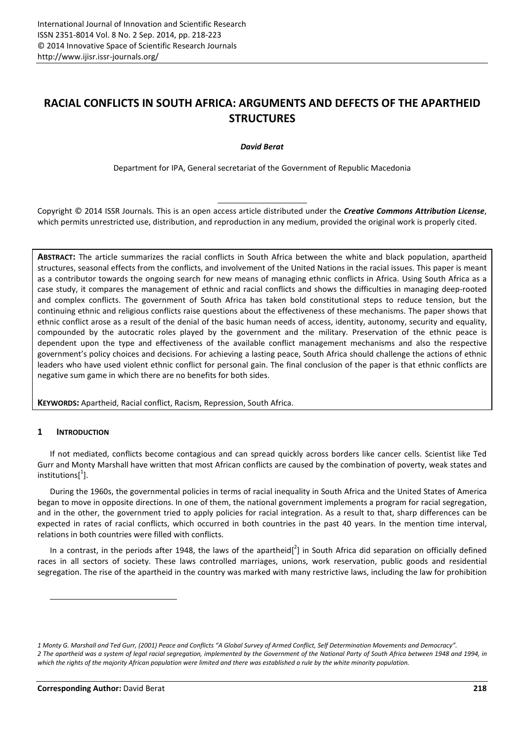# RACIAL CONFLICTS IN SOUTH AFRICA: ARGUMENTS AND DEFECTS OF THE APARTHEID STRUCTURES

***David Berat***

Department for IPA, General secretariat of the Government of Republic Macedonia

Copyright © 2014 ISSR Journals. This is an open access article distributed under the ***Creative Commons Attribution License***, which permits unrestricted use, distribution, and reproduction in any medium, provided the original work is properly cited.

**ABSTRACT:** The article summarizes the racial conflicts in South Africa between the white and black population, apartheid structures, seasonal effects from the conflicts, and involvement of the United Nations in the racial issues. This paper is meant as a contributor towards the ongoing search for new means of managing ethnic conflicts in Africa. Using South Africa as a case study, it compares the management of ethnic and racial conflicts and shows the difficulties in managing deep-rooted and complex conflicts. The government of South Africa has taken bold constitutional steps to reduce tension, but the continuing ethnic and religious conflicts raise questions about the effectiveness of these mechanisms. The paper shows that ethnic conflict arose as a result of the denial of the basic human needs of access, identity, autonomy, security and equality, compounded by the autocratic roles played by the government and the military. Preservation of the ethnic peace is dependent upon the type and effectiveness of the available conflict management mechanisms and also the respective government's policy choices and decisions. For achieving a lasting peace, South Africa should challenge the actions of ethnic leaders who have used violent ethnic conflict for personal gain. The final conclusion of the paper is that ethnic conflicts are negative sum game in which there are no benefits for both sides.

**KEYWORDS:** Apartheid, Racial conflict, Racism, Repression, South Africa.

## 1 INTRODUCTION

If not mediated, conflicts become contagious and can spread quickly across borders like cancer cells. Scientist like Ted Gurr and Monty Marshall have written that most African conflicts are caused by the combination of poverty, weak states and institutions[1].

During the 1960s, the governmental policies in terms of racial inequality in South Africa and the United States of America began to move in opposite directions. In one of them, the national government implements a program for racial segregation, and in the other, the government tried to apply policies for racial integration. As a result to that, sharp differences can be expected in rates of racial conflicts, which occurred in both countries in the past 40 years. In the mention time interval, relations in both countries were filled with conflicts.

In a contrast, in the periods after 1948, the laws of the apartheid[2] in South Africa did separation on officially defined races in all sectors of society. These laws controlled marriages, unions, work reservation, public goods and residential segregation. The rise of the apartheid in the country was marked with many restrictive laws, including the law for prohibition

*1 Monty G. Marshall and Ted Gurr, (2001) Peace and Conflicts "A Global Survey of Armed Conflict, Self Determination Movements and Democracy".*

*2 The apartheid was a system of legal racial segregation, implemented by the Government of the National Party of South Africa between 1948 and 1994, in which the rights of the majority African population were limited and there was established a rule by the white minority population.*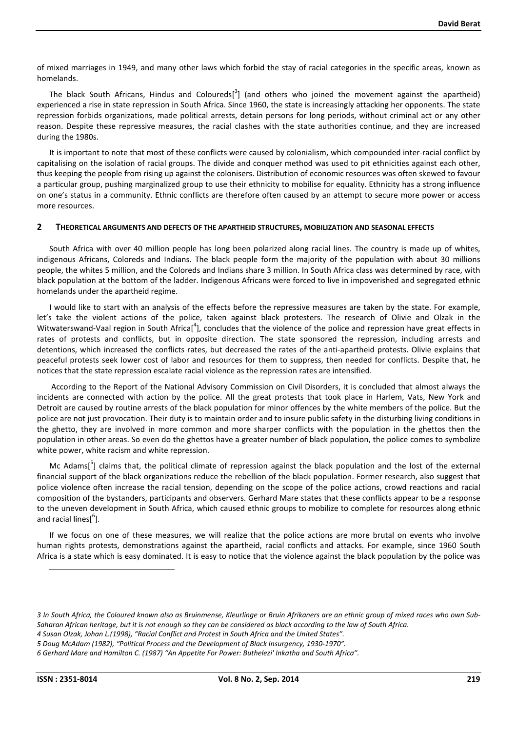of mixed marriages in 1949, and many other laws which forbid the stay of racial categories in the specific areas, known as homelands.

The black South Africans, Hindus and Coloureds[3] (and others who joined the movement against the apartheid) experienced a rise in state repression in South Africa. Since 1960, the state is increasingly attacking her opponents. The state repression forbids organizations, made political arrests, detain persons for long periods, without criminal act or any other reason. Despite these repressive measures, the racial clashes with the state authorities continue, and they are increased during the 1980s.

It is important to note that most of these conflicts were caused by colonialism, which compounded inter-racial conflict by capitalising on the isolation of racial groups. The divide and conquer method was used to pit ethnicities against each other, thus keeping the people from rising up against the colonisers. Distribution of economic resources was often skewed to favour a particular group, pushing marginalized group to use their ethnicity to mobilise for equality. Ethnicity has a strong influence on one's status in a community. Ethnic conflicts are therefore often caused by an attempt to secure more power or access more resources.

## 2 Theoretical arguments and defects of the apartheid structures, mobilization and seasonal effects

South Africa with over 40 million people has long been polarized along racial lines. The country is made up of whites, indigenous Africans, Coloreds and Indians. The black people form the majority of the population with about 30 millions people, the whites 5 million, and the Coloreds and Indians share 3 million. In South Africa class was determined by race, with black population at the bottom of the ladder. Indigenous Africans were forced to live in impoverished and segregated ethnic homelands under the apartheid regime.

I would like to start with an analysis of the effects before the repressive measures are taken by the state. For example, let's take the violent actions of the police, taken against black protesters. The research of Olivie and Olzak in the Witwaterswand-Vaal region in South Africa[4], concludes that the violence of the police and repression have great effects in rates of protests and conflicts, but in opposite direction. The state sponsored the repression, including arrests and detentions, which increased the conflicts rates, but decreased the rates of the anti-apartheid protests. Olivie explains that peaceful protests seek lower cost of labor and resources for them to suppress, then needed for conflicts. Despite that, he notices that the state repression escalate racial violence as the repression rates are intensified.

According to the Report of the National Advisory Commission on Civil Disorders, it is concluded that almost always the incidents are connected with action by the police. All the great protests that took place in Harlem, Vats, New York and Detroit are caused by routine arrests of the black population for minor offences by the white members of the police. But the police are not just provocation. Their duty is to maintain order and to insure public safety in the disturbing living conditions in the ghetto, they are involved in more common and more sharper conflicts with the population in the ghettos then the population in other areas. So even do the ghettos have a greater number of black population, the police comes to symbolize white power, white racism and white repression.

Mc Adams[5] claims that, the political climate of repression against the black population and the lost of the external financial support of the black organizations reduce the rebellion of the black population. Former research, also suggest that police violence often increase the racial tension, depending on the scope of the police actions, crowd reactions and racial composition of the bystanders, participants and observers. Gerhard Mare states that these conflicts appear to be a response to the uneven development in South Africa, which caused ethnic groups to mobilize to complete for resources along ethnic and racial lines[6].

If we focus on one of these measures, we will realize that the police actions are more brutal on events who involve human rights protests, demonstrations against the apartheid, racial conflicts and attacks. For example, since 1960 South Africa is a state which is easy dominated. It is easy to notice that the violence against the black population by the police was

---

*3 In South Africa, the Coloured known also as Bruinmense, Kleurlinge or Bruin Afrikaners are an ethnic group of mixed races who own Sub-Saharan African heritage, but it is not enough so they can be considered as black according to the law of South Africa.*

*4 Susan Olzak, Johan L.(1998), "Racial Conflict and Protest in South Africa and the United States".*

*5 Doug McAdam (1982), "Political Process and the Development of Black Insurgency, 1930-1970".*

*6 Gerhard Mare and Hamilton C. (1987) "An Appetite For Power: Buthelezi' Inkatha and South Africa".*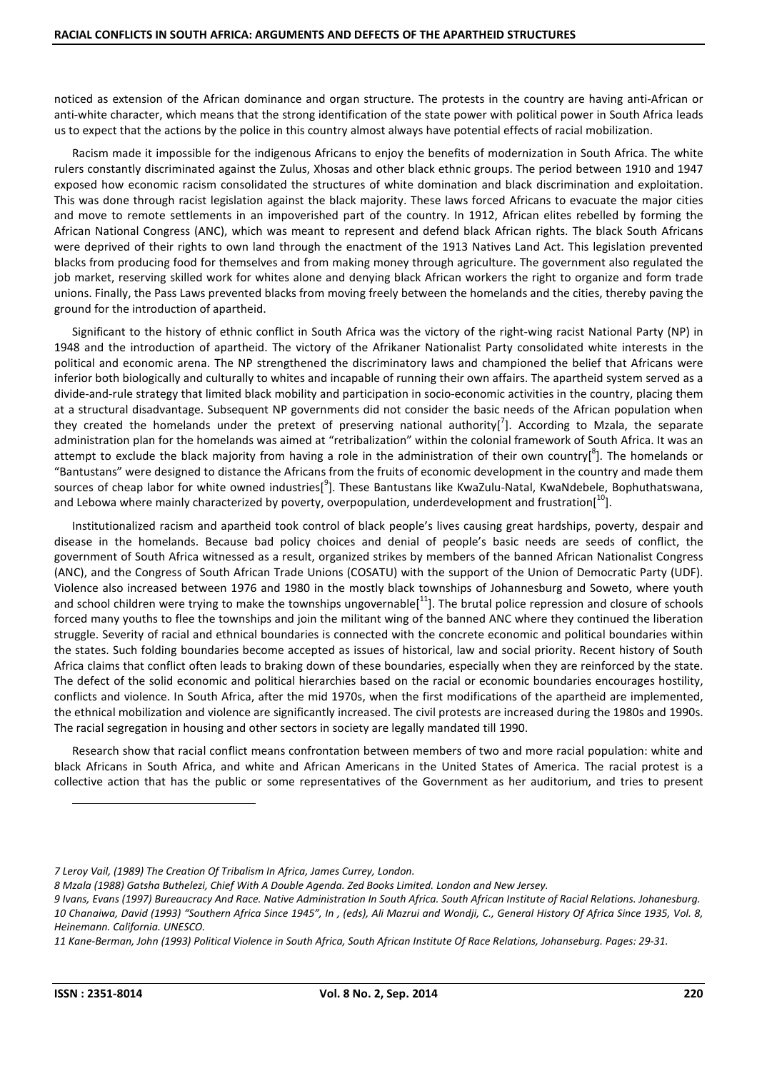noticed as extension of the African dominance and organ structure. The protests in the country are having anti-African or anti-white character, which means that the strong identification of the state power with political power in South Africa leads us to expect that the actions by the police in this country almost always have potential effects of racial mobilization.

Racism made it impossible for the indigenous Africans to enjoy the benefits of modernization in South Africa. The white rulers constantly discriminated against the Zulus, Xhosas and other black ethnic groups. The period between 1910 and 1947 exposed how economic racism consolidated the structures of white domination and black discrimination and exploitation. This was done through racist legislation against the black majority. These laws forced Africans to evacuate the major cities and move to remote settlements in an impoverished part of the country. In 1912, African elites rebelled by forming the African National Congress (ANC), which was meant to represent and defend black African rights. The black South Africans were deprived of their rights to own land through the enactment of the 1913 Natives Land Act. This legislation prevented blacks from producing food for themselves and from making money through agriculture. The government also regulated the job market, reserving skilled work for whites alone and denying black African workers the right to organize and form trade unions. Finally, the Pass Laws prevented blacks from moving freely between the homelands and the cities, thereby paving the ground for the introduction of apartheid.

Significant to the history of ethnic conflict in South Africa was the victory of the right-wing racist National Party (NP) in 1948 and the introduction of apartheid. The victory of the Afrikaner Nationalist Party consolidated white interests in the political and economic arena. The NP strengthened the discriminatory laws and championed the belief that Africans were inferior both biologically and culturally to whites and incapable of running their own affairs. The apartheid system served as a divide-and-rule strategy that limited black mobility and participation in socio-economic activities in the country, placing them at a structural disadvantage. Subsequent NP governments did not consider the basic needs of the African population when they created the homelands under the pretext of preserving national authority[7]. According to Mzala, the separate administration plan for the homelands was aimed at "retribalization" within the colonial framework of South Africa. It was an attempt to exclude the black majority from having a role in the administration of their own country[8]. The homelands or "Bantustans" were designed to distance the Africans from the fruits of economic development in the country and made them sources of cheap labor for white owned industries[9]. These Bantustans like KwaZulu-Natal, KwaNdebele, Bophuthatswana, and Lebowa where mainly characterized by poverty, overpopulation, underdevelopment and frustration[10].

Institutionalized racism and apartheid took control of black people's lives causing great hardships, poverty, despair and disease in the homelands. Because bad policy choices and denial of people's basic needs are seeds of conflict, the government of South Africa witnessed as a result, organized strikes by members of the banned African Nationalist Congress (ANC), and the Congress of South African Trade Unions (COSATU) with the support of the Union of Democratic Party (UDF). Violence also increased between 1976 and 1980 in the mostly black townships of Johannesburg and Soweto, where youth and school children were trying to make the townships ungovernable[11]. The brutal police repression and closure of schools forced many youths to flee the townships and join the militant wing of the banned ANC where they continued the liberation struggle. Severity of racial and ethnical boundaries is connected with the concrete economic and political boundaries within the states. Such folding boundaries become accepted as issues of historical, law and social priority. Recent history of South Africa claims that conflict often leads to braking down of these boundaries, especially when they are reinforced by the state. The defect of the solid economic and political hierarchies based on the racial or economic boundaries encourages hostility, conflicts and violence. In South Africa, after the mid 1970s, when the first modifications of the apartheid are implemented, the ethnical mobilization and violence are significantly increased. The civil protests are increased during the 1980s and 1990s. The racial segregation in housing and other sectors in society are legally mandated till 1990.

Research show that racial conflict means confrontation between members of two and more racial population: white and black Africans in South Africa, and white and African Americans in the United States of America. The racial protest is a collective action that has the public or some representatives of the Government as her auditorium, and tries to present

---

*7 Leroy Vail, (1989) The Creation Of Tribalism In Africa, James Currey, London.*

*8 Mzala (1988) Gatsha Buthelezi, Chief With A Double Agenda. Zed Books Limited. London and New Jersey.*

*9 Ivans, Evans (1997) Bureaucracy And Race. Native Administration In South Africa. South African Institute of Racial Relations. Johanesburg.*

*10 Chanaiwa, David (1993) "Southern Africa Since 1945", In , (eds), Ali Mazrui and Wondji, C., General History Of Africa Since 1935, Vol. 8, Heinemann. California. UNESCO.*

*11 Kane-Berman, John (1993) Political Violence in South Africa, South African Institute Of Race Relations, Johanseburg. Pages: 29-31.*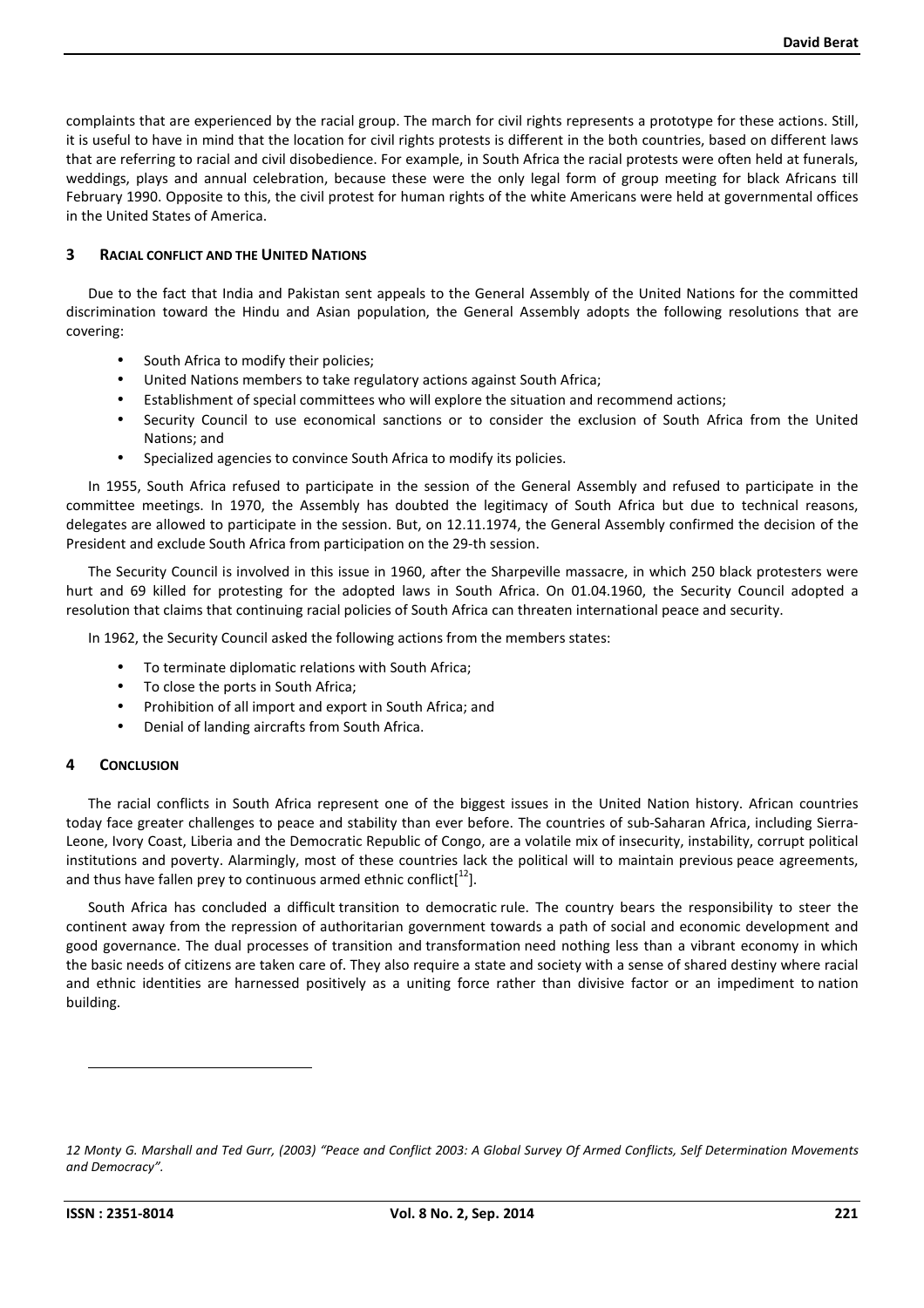complaints that are experienced by the racial group. The march for civil rights represents a prototype for these actions. Still, it is useful to have in mind that the location for civil rights protests is different in the both countries, based on different laws that are referring to racial and civil disobedience. For example, in South Africa the racial protests were often held at funerals, weddings, plays and annual celebration, because these were the only legal form of group meeting for black Africans till February 1990. Opposite to this, the civil protest for human rights of the white Americans were held at governmental offices in the United States of America.

## 3 RACIAL CONFLICT AND THE UNITED NATIONS

Due to the fact that India and Pakistan sent appeals to the General Assembly of the United Nations for the committed discrimination toward the Hindu and Asian population, the General Assembly adopts the following resolutions that are covering:

- South Africa to modify their policies;
- United Nations members to take regulatory actions against South Africa;
- Establishment of special committees who will explore the situation and recommend actions;
- Security Council to use economical sanctions or to consider the exclusion of South Africa from the United Nations; and
- Specialized agencies to convince South Africa to modify its policies.

In 1955, South Africa refused to participate in the session of the General Assembly and refused to participate in the committee meetings. In 1970, the Assembly has doubted the legitimacy of South Africa but due to technical reasons, delegates are allowed to participate in the session. But, on 12.11.1974, the General Assembly confirmed the decision of the President and exclude South Africa from participation on the 29-th session.

The Security Council is involved in this issue in 1960, after the Sharpeville massacre, in which 250 black protesters were hurt and 69 killed for protesting for the adopted laws in South Africa. On 01.04.1960, the Security Council adopted a resolution that claims that continuing racial policies of South Africa can threaten international peace and security.

In 1962, the Security Council asked the following actions from the members states:

- To terminate diplomatic relations with South Africa;
- To close the ports in South Africa;
- Prohibition of all import and export in South Africa; and
- Denial of landing aircrafts from South Africa.

## 4 CONCLUSION

The racial conflicts in South Africa represent one of the biggest issues in the United Nation history. African countries today face greater challenges to peace and stability than ever before. The countries of sub-Saharan Africa, including Sierra-Leone, Ivory Coast, Liberia and the Democratic Republic of Congo, are a volatile mix of insecurity, instability, corrupt political institutions and poverty. Alarmingly, most of these countries lack the political will to maintain previous peace agreements, and thus have fallen prey to continuous armed ethnic conflict[12].

South Africa has concluded a difficult transition to democratic rule. The country bears the responsibility to steer the continent away from the repression of authoritarian government towards a path of social and economic development and good governance. The dual processes of transition and transformation need nothing less than a vibrant economy in which the basic needs of citizens are taken care of. They also require a state and society with a sense of shared destiny where racial and ethnic identities are harnessed positively as a uniting force rather than divisive factor or an impediment to nation building.

---

*12 Monty G. Marshall and Ted Gurr, (2003) "Peace and Conflict 2003: A Global Survey Of Armed Conflicts, Self Determination Movements and Democracy".*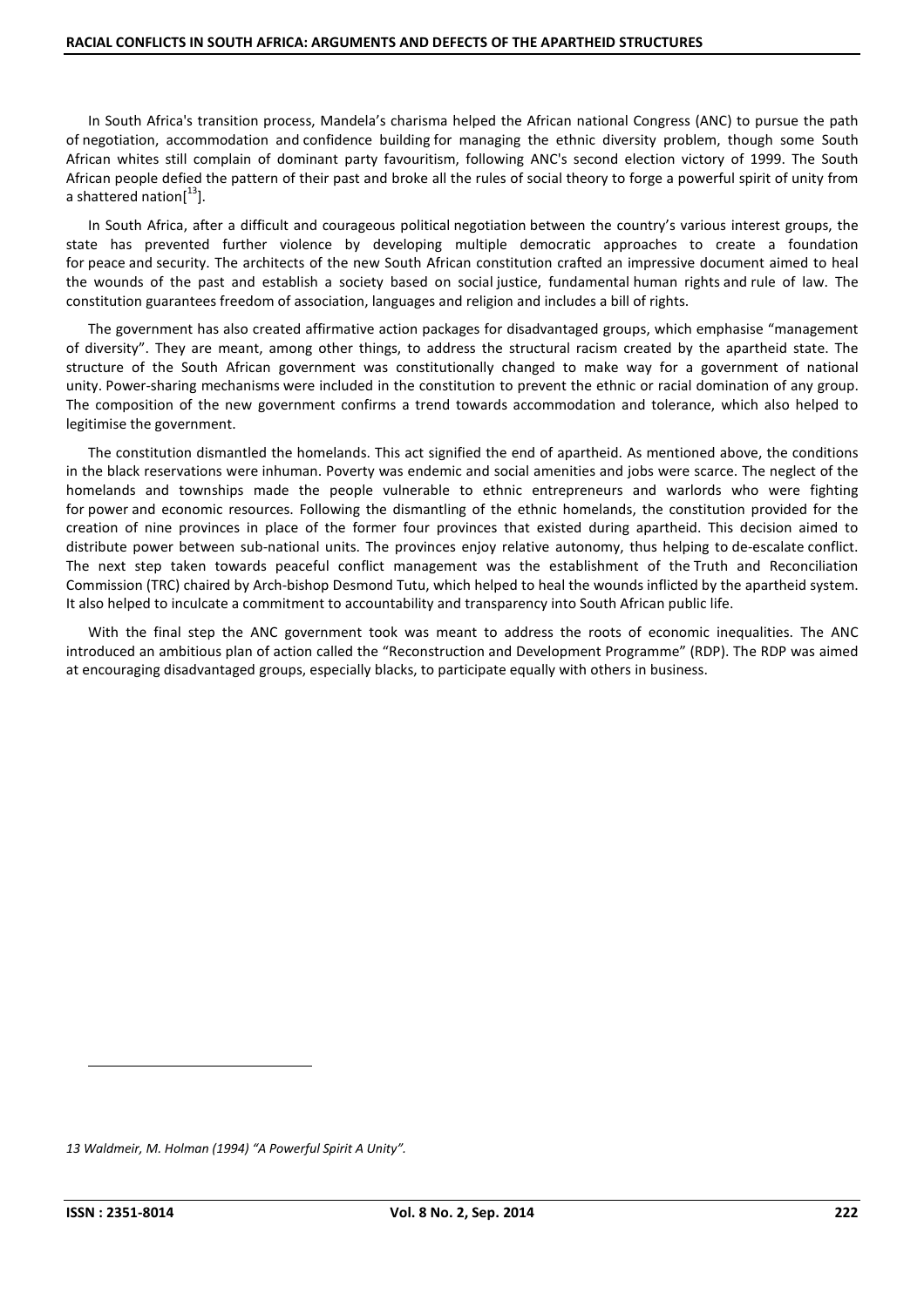In South Africa's transition process, Mandela's charisma helped the African national Congress (ANC) to pursue the path of negotiation, accommodation and confidence building for managing the ethnic diversity problem, though some South African whites still complain of dominant party favouritism, following ANC's second election victory of 1999. The South African people defied the pattern of their past and broke all the rules of social theory to forge a powerful spirit of unity from a shattered nation[13].

In South Africa, after a difficult and courageous political negotiation between the country's various interest groups, the state has prevented further violence by developing multiple democratic approaches to create a foundation for peace and security. The architects of the new South African constitution crafted an impressive document aimed to heal the wounds of the past and establish a society based on social justice, fundamental human rights and rule of law. The constitution guarantees freedom of association, languages and religion and includes a bill of rights.

The government has also created affirmative action packages for disadvantaged groups, which emphasise "management of diversity". They are meant, among other things, to address the structural racism created by the apartheid state. The structure of the South African government was constitutionally changed to make way for a government of national unity. Power-sharing mechanisms were included in the constitution to prevent the ethnic or racial domination of any group. The composition of the new government confirms a trend towards accommodation and tolerance, which also helped to legitimise the government.

The constitution dismantled the homelands. This act signified the end of apartheid. As mentioned above, the conditions in the black reservations were inhuman. Poverty was endemic and social amenities and jobs were scarce. The neglect of the homelands and townships made the people vulnerable to ethnic entrepreneurs and warlords who were fighting for power and economic resources. Following the dismantling of the ethnic homelands, the constitution provided for the creation of nine provinces in place of the former four provinces that existed during apartheid. This decision aimed to distribute power between sub-national units. The provinces enjoy relative autonomy, thus helping to de-escalate conflict. The next step taken towards peaceful conflict management was the establishment of the Truth and Reconciliation Commission (TRC) chaired by Arch-bishop Desmond Tutu, which helped to heal the wounds inflicted by the apartheid system. It also helped to inculcate a commitment to accountability and transparency into South African public life.

With the final step the ANC government took was meant to address the roots of economic inequalities. The ANC introduced an ambitious plan of action called the "Reconstruction and Development Programme" (RDP). The RDP was aimed at encouraging disadvantaged groups, especially blacks, to participate equally with others in business.

---

*13 Waldmeir, M. Holman (1994) "A Powerful Spirit A Unity".*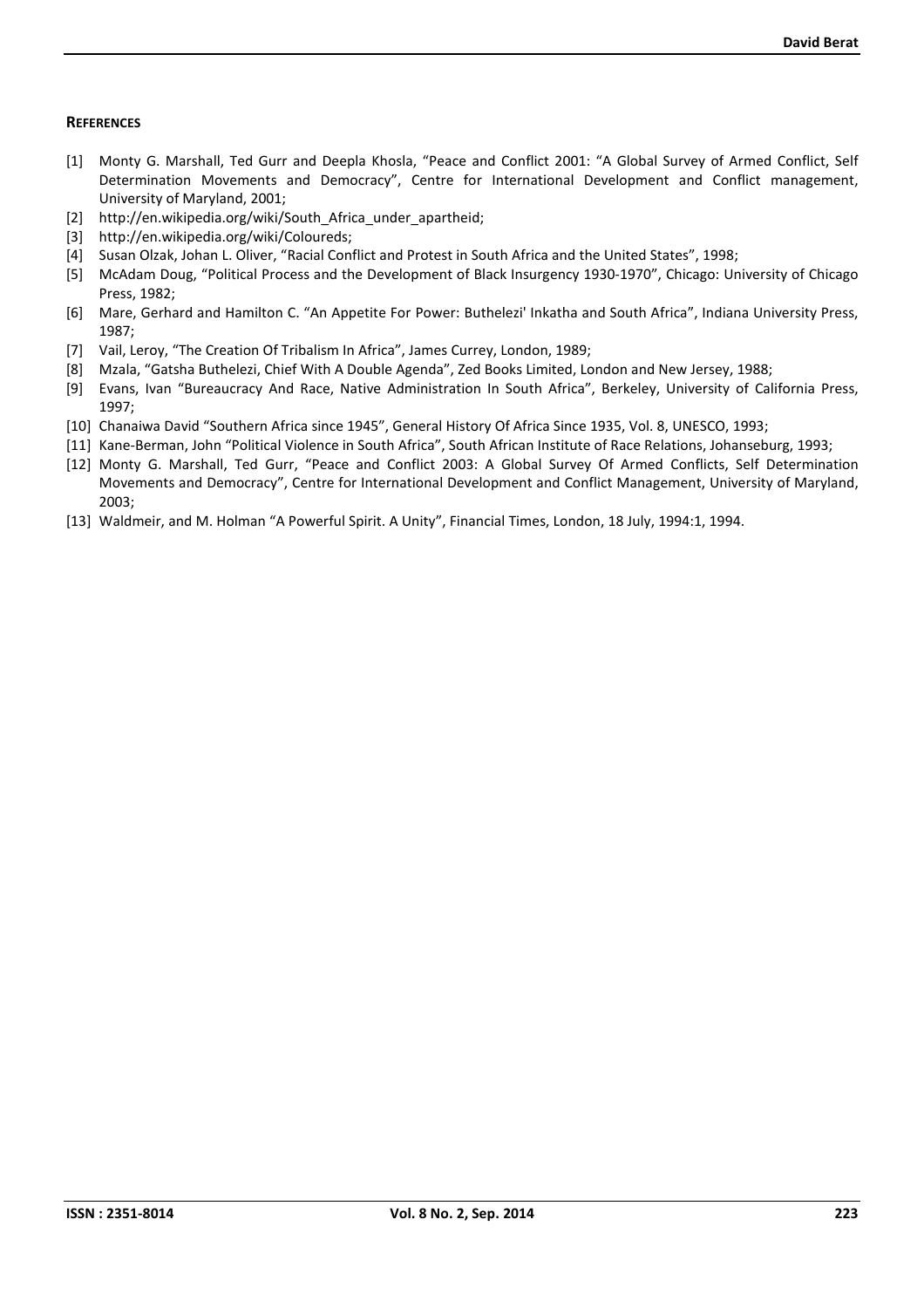## REFERENCES

[1] Monty G. Marshall, Ted Gurr and Deepla Khosla, “Peace and Conflict 2001: “A Global Survey of Armed Conflict, Self Determination Movements and Democracy”, Centre for International Development and Conflict management, University of Maryland, 2001;

[2] http://en.wikipedia.org/wiki/South_Africa_under_apartheid;

[3] http://en.wikipedia.org/wiki/Coloureds;

[4] Susan Olzak, Johan L. Oliver, “Racial Conflict and Protest in South Africa and the United States”, 1998;

[5] McAdam Doug, “Political Process and the Development of Black Insurgency 1930-1970”, Chicago: University of Chicago Press, 1982;

[6] Mare, Gerhard and Hamilton C. “An Appetite For Power: Buthelezi' Inkatha and South Africa”, Indiana University Press, 1987;

[7] Vail, Leroy, “The Creation Of Tribalism In Africa”, James Currey, London, 1989;

[8] Mzala, “Gatsha Buthelezi, Chief With A Double Agenda”, Zed Books Limited, London and New Jersey, 1988;

[9] Evans, Ivan “Bureaucracy And Race, Native Administration In South Africa”, Berkeley, University of California Press, 1997;

[10] Chanaiwa David “Southern Africa since 1945”, General History Of Africa Since 1935, Vol. 8, UNESCO, 1993;

[11] Kane-Berman, John “Political Violence in South Africa”, South African Institute of Race Relations, Johanseburg, 1993;

[12] Monty G. Marshall, Ted Gurr, “Peace and Conflict 2003: A Global Survey Of Armed Conflicts, Self Determination Movements and Democracy”, Centre for International Development and Conflict Management, University of Maryland, 2003;

[13] Waldmeir, and M. Holman “A Powerful Spirit. A Unity”, Financial Times, London, 18 July, 1994:1, 1994.